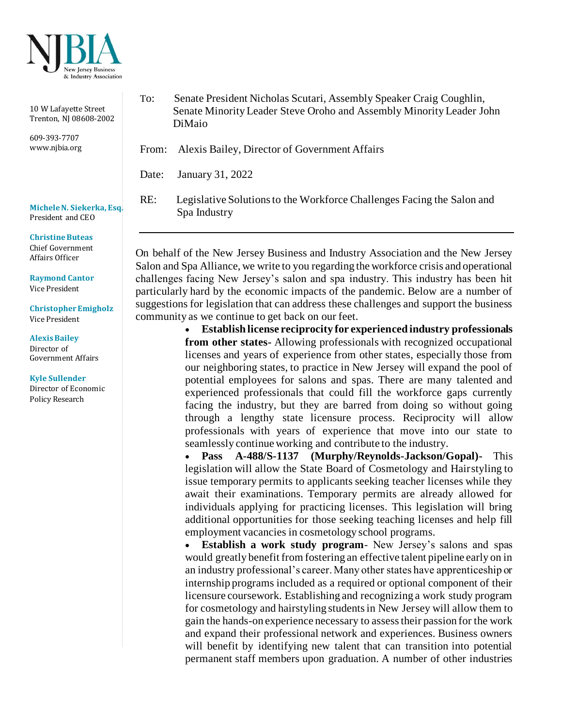NJBIA
New Jersey Business & Industry Association

10 W Lafayette Street
Trenton, NJ 08608-2002

609-393-7707
www.njbia.org

**Michele N. Siekerka, Esq.**
President and CEO

**Christine Buteas**
Chief Government Affairs Officer

**Raymond Cantor**
Vice President

**Christopher Emigholz**
Vice President

**Alexis Bailey**
Director of Government Affairs

**Kyle Sullender**
Director of Economic Policy Research

To: Senate President Nicholas Scutari, Assembly Speaker Craig Coughlin, Senate Minority Leader Steve Oroho and Assembly Minority Leader John DiMaio

From: Alexis Bailey, Director of Government Affairs

Date: January 31, 2022

RE: Legislative Solutions to the Workforce Challenges Facing the Salon and Spa Industry

---

On behalf of the New Jersey Business and Industry Association and the New Jersey Salon and Spa Alliance, we write to you regarding the workforce crisis and operational challenges facing New Jersey's salon and spa industry. This industry has been hit particularly hard by the economic impacts of the pandemic. Below are a number of suggestions for legislation that can address these challenges and support the business community as we continue to get back on our feet.

- **Establish license reciprocity for experienced industry professionals from other states**- Allowing professionals with recognized occupational licenses and years of experience from other states, especially those from our neighboring states, to practice in New Jersey will expand the pool of potential employees for salons and spas. There are many talented and experienced professionals that could fill the workforce gaps currently facing the industry, but they are barred from doing so without going through a lengthy state licensure process. Reciprocity will allow professionals with years of experience that move into our state to seamlessly continue working and contribute to the industry.
- **Pass A-488/S-1137 (Murphy/Reynolds-Jackson/Gopal)**- This legislation will allow the State Board of Cosmetology and Hairstyling to issue temporary permits to applicants seeking teacher licenses while they await their examinations. Temporary permits are already allowed for individuals applying for practicing licenses. This legislation will bring additional opportunities for those seeking teaching licenses and help fill employment vacancies in cosmetology school programs.
- **Establish a work study program**- New Jersey's salons and spas would greatly benefit from fostering an effective talent pipeline early on in an industry professional's career. Many other states have apprenticeship or internship programs included as a required or optional component of their licensure coursework. Establishing and recognizing a work study program for cosmetology and hairstyling students in New Jersey will allow them to gain the hands-on experience necessary to assess their passion for the work and expand their professional network and experiences. Business owners will benefit by identifying new talent that can transition into potential permanent staff members upon graduation. A number of other industries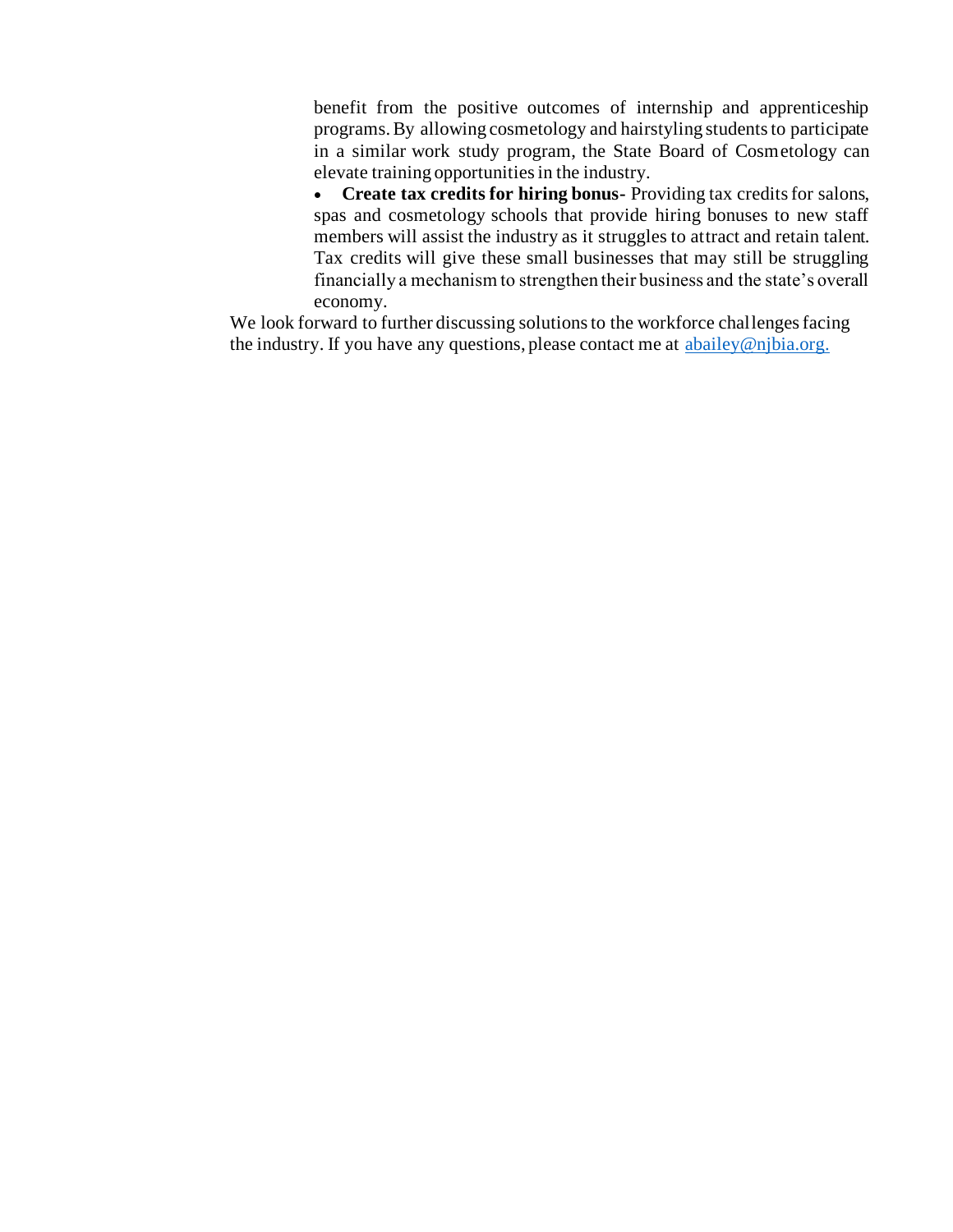benefit from the positive outcomes of internship and apprenticeship programs. By allowing cosmetology and hairstyling students to participate in a similar work study program, the State Board of Cosmetology can elevate training opportunities in the industry.

- **Create tax credits for hiring bonus-** Providing tax credits for salons, spas and cosmetology schools that provide hiring bonuses to new staff members will assist the industry as it struggles to attract and retain talent. Tax credits will give these small businesses that may still be struggling financially a mechanism to strengthen their business and the state's overall economy.

We look forward to further discussing solutions to the workforce challenges facing the industry. If you have any questions, please contact me at abailey@njbia.org.